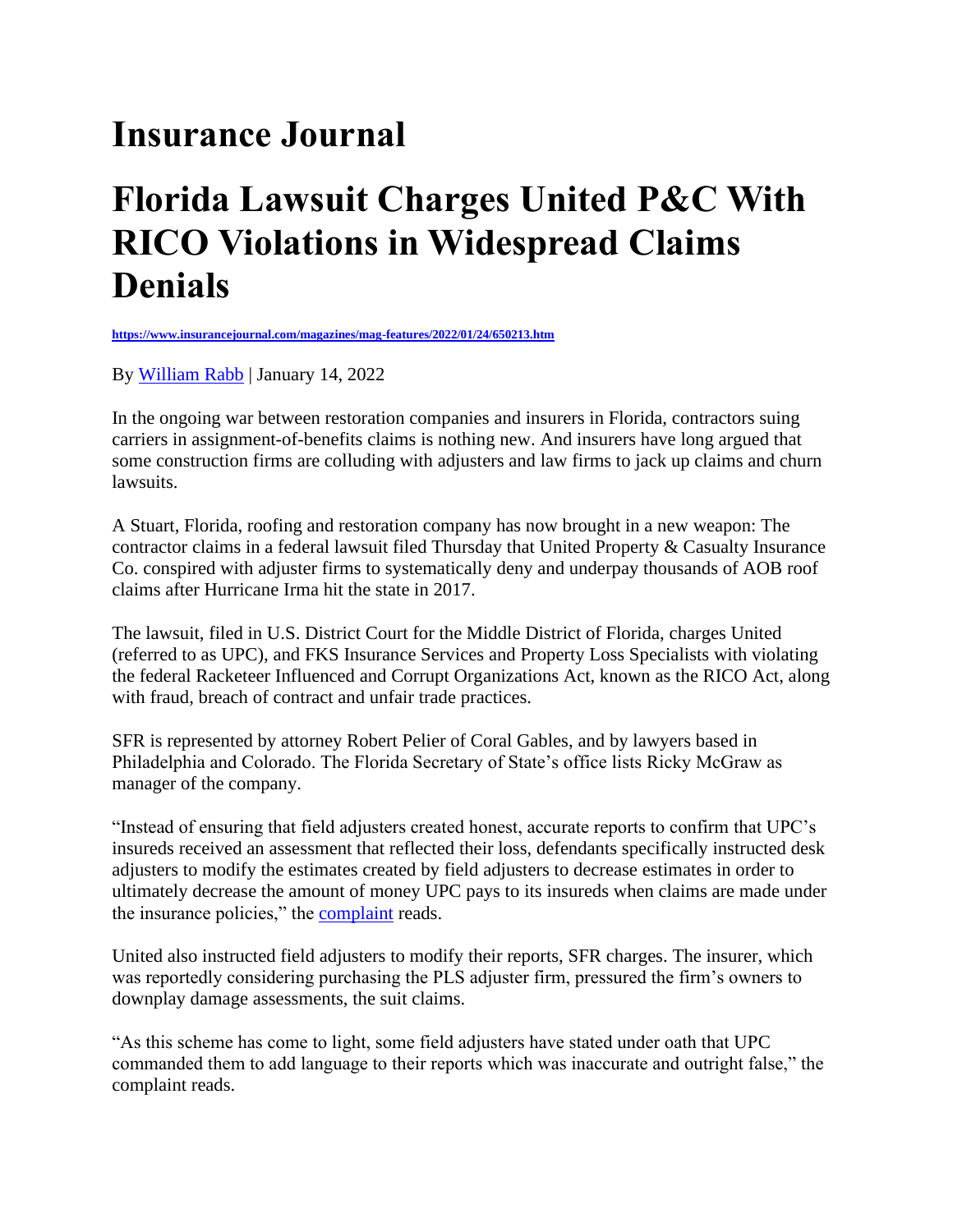# Insurance Journal

# Florida Lawsuit Charges United P&C With RICO Violations in Widespread Claims Denials

https://www.insurancejournal.com/magazines/mag-features/2022/01/24/650213.htm

By William Rabb | January 14, 2022

In the ongoing war between restoration companies and insurers in Florida, contractors suing carriers in assignment-of-benefits claims is nothing new. And insurers have long argued that some construction firms are colluding with adjusters and law firms to jack up claims and churn lawsuits.

A Stuart, Florida, roofing and restoration company has now brought in a new weapon: The contractor claims in a federal lawsuit filed Thursday that United Property & Casualty Insurance Co. conspired with adjuster firms to systematically deny and underpay thousands of AOB roof claims after Hurricane Irma hit the state in 2017.

The lawsuit, filed in U.S. District Court for the Middle District of Florida, charges United (referred to as UPC), and FKS Insurance Services and Property Loss Specialists with violating the federal Racketeer Influenced and Corrupt Organizations Act, known as the RICO Act, along with fraud, breach of contract and unfair trade practices.

SFR is represented by attorney Robert Pelier of Coral Gables, and by lawyers based in Philadelphia and Colorado. The Florida Secretary of State's office lists Ricky McGraw as manager of the company.

"Instead of ensuring that field adjusters created honest, accurate reports to confirm that UPC's insureds received an assessment that reflected their loss, defendants specifically instructed desk adjusters to modify the estimates created by field adjusters to decrease estimates in order to ultimately decrease the amount of money UPC pays to its insureds when claims are made under the insurance policies," the complaint reads.

United also instructed field adjusters to modify their reports, SFR charges. The insurer, which was reportedly considering purchasing the PLS adjuster firm, pressured the firm's owners to downplay damage assessments, the suit claims.

"As this scheme has come to light, some field adjusters have stated under oath that UPC commanded them to add language to their reports which was inaccurate and outright false," the complaint reads.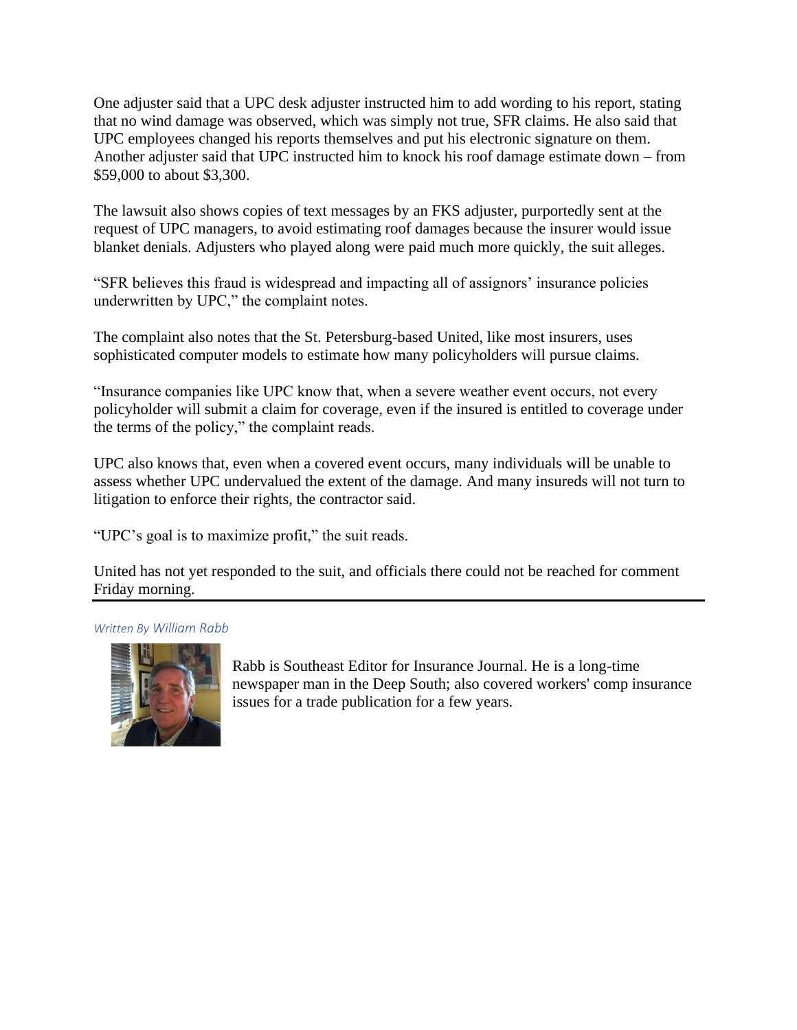One adjuster said that a UPC desk adjuster instructed him to add wording to his report, stating that no wind damage was observed, which was simply not true, SFR claims. He also said that UPC employees changed his reports themselves and put his electronic signature on them. Another adjuster said that UPC instructed him to knock his roof damage estimate down – from $59,000 to about $3,300.

The lawsuit also shows copies of text messages by an FKS adjuster, purportedly sent at the request of UPC managers, to avoid estimating roof damages because the insurer would issue blanket denials. Adjusters who played along were paid much more quickly, the suit alleges.

"SFR believes this fraud is widespread and impacting all of assignors' insurance policies underwritten by UPC," the complaint notes.

The complaint also notes that the St. Petersburg-based United, like most insurers, uses sophisticated computer models to estimate how many policyholders will pursue claims.

"Insurance companies like UPC know that, when a severe weather event occurs, not every policyholder will submit a claim for coverage, even if the insured is entitled to coverage under the terms of the policy," the complaint reads.

UPC also knows that, even when a covered event occurs, many individuals will be unable to assess whether UPC undervalued the extent of the damage. And many insureds will not turn to litigation to enforce their rights, the contractor said.

"UPC's goal is to maximize profit," the suit reads.

United has not yet responded to the suit, and officials there could not be reached for comment Friday morning.

---

*Written By William Rabb*

Rabb is Southeast Editor for Insurance Journal. He is a long-time newspaper man in the Deep South; also covered workers' comp insurance issues for a trade publication for a few years.